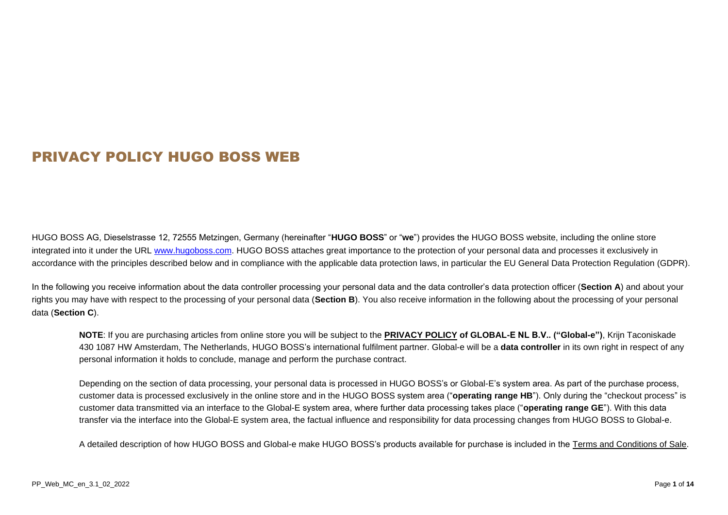# PRIVACY POLICY HUGO BOSS WEB

HUGO BOSS AG, Dieselstrasse 12, 72555 Metzingen, Germany (hereinafter "**HUGO BOSS**" or "**we**") provides the HUGO BOSS website, including the online store integrated into it under the URL www.hugoboss.com. HUGO BOSS attaches great importance to the protection of your personal data and processes it exclusively in accordance with the principles described below and in compliance with the applicable data protection laws, in particular the EU General Data Protection Regulation (GDPR).

In the following you receive information about the data controller processing your personal data and the data controller's data protection officer (**Section A**) and about your rights you may have with respect to the processing of your personal data (**Section B**). You also receive information in the following about the processing of your personal data (**Section C**).

> **NOTE**: If you are purchasing articles from online store you will be subject to the **PRIVACY POLICY of GLOBAL-E NL B.V.. ("Global-e")**, Krijn Taconiskade 430 1087 HW Amsterdam, The Netherlands, HUGO BOSS's international fulfilment partner. Global-e will be a **data controller** in its own right in respect of any personal information it holds to conclude, manage and perform the purchase contract.
>
> Depending on the section of data processing, your personal data is processed in HUGO BOSS's or Global-E's system area. As part of the purchase process, customer data is processed exclusively in the online store and in the HUGO BOSS system area ("**operating range HB**"). Only during the "checkout process" is customer data transmitted via an interface to the Global-E system area, where further data processing takes place ("**operating range GE**"). With this data transfer via the interface into the Global-E system area, the factual influence and responsibility for data processing changes from HUGO BOSS to Global-e.
>
> A detailed description of how HUGO BOSS and Global-e make HUGO BOSS's products available for purchase is included in the Terms and Conditions of Sale.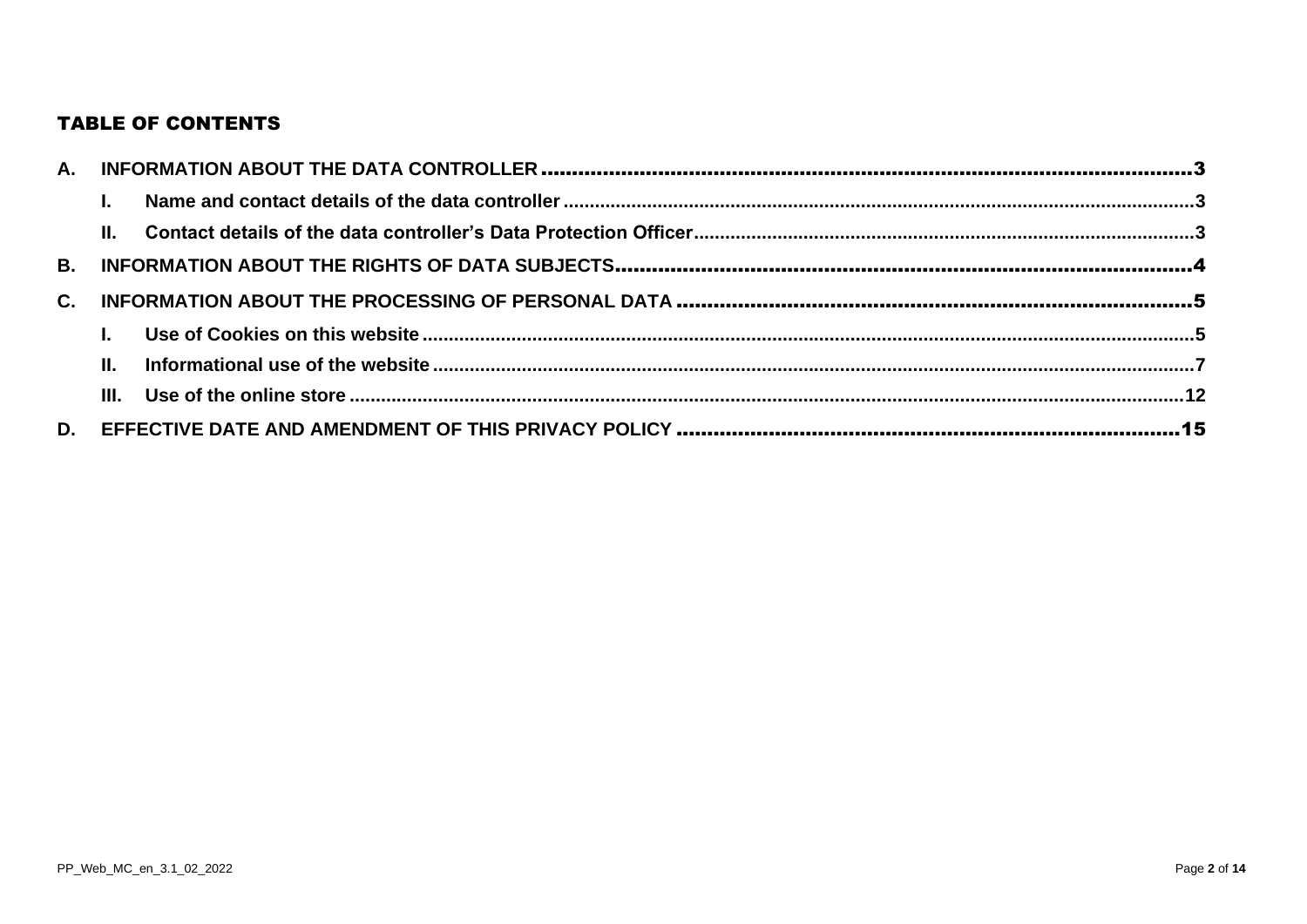## TABLE OF CONTENTS

- A. INFORMATION ABOUT THE DATA CONTROLLER ........ 3
  - I. Name and contact details of the data controller ........ 3
  - II. Contact details of the data controller's Data Protection Officer ........ 3
- B. INFORMATION ABOUT THE RIGHTS OF DATA SUBJECTS ........ 4
- C. INFORMATION ABOUT THE PROCESSING OF PERSONAL DATA ........ 5
  - I. Use of Cookies on this website ........ 5
  - II. Informational use of the website ........ 7
  - III. Use of the online store ........ 12
- D. EFFECTIVE DATE AND AMENDMENT OF THIS PRIVACY POLICY ........ 15

PP_Web_MC_en_3.1_02_2022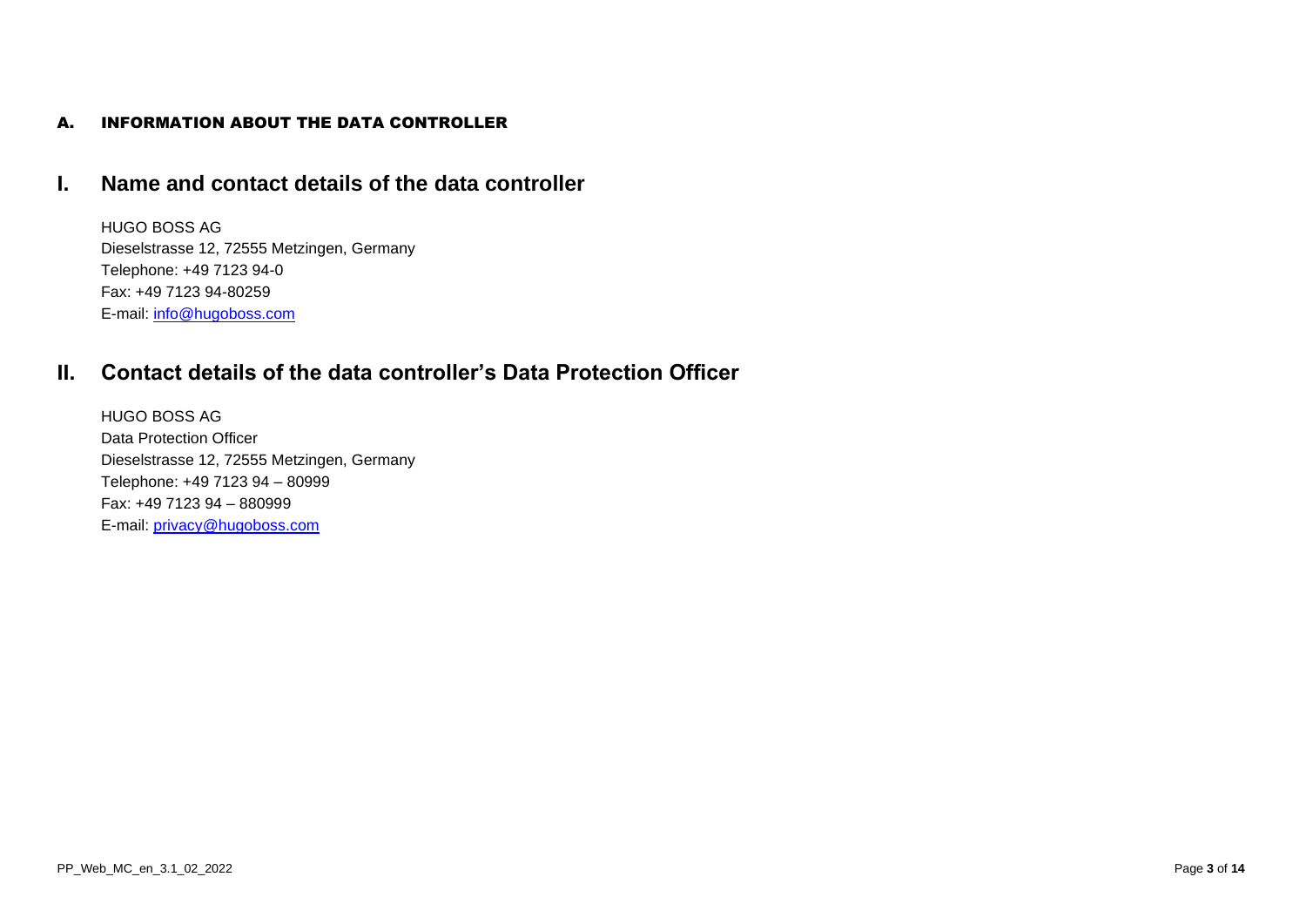# A. INFORMATION ABOUT THE DATA CONTROLLER

## I. Name and contact details of the data controller

HUGO BOSS AG
Dieselstrasse 12, 72555 Metzingen, Germany
Telephone: +49 7123 94-0
Fax: +49 7123 94-80259
E-mail: info@hugoboss.com

## II. Contact details of the data controller's Data Protection Officer

HUGO BOSS AG
Data Protection Officer
Dieselstrasse 12, 72555 Metzingen, Germany
Telephone: +49 7123 94 – 80999
Fax: +49 7123 94 – 880999
E-mail: privacy@hugoboss.com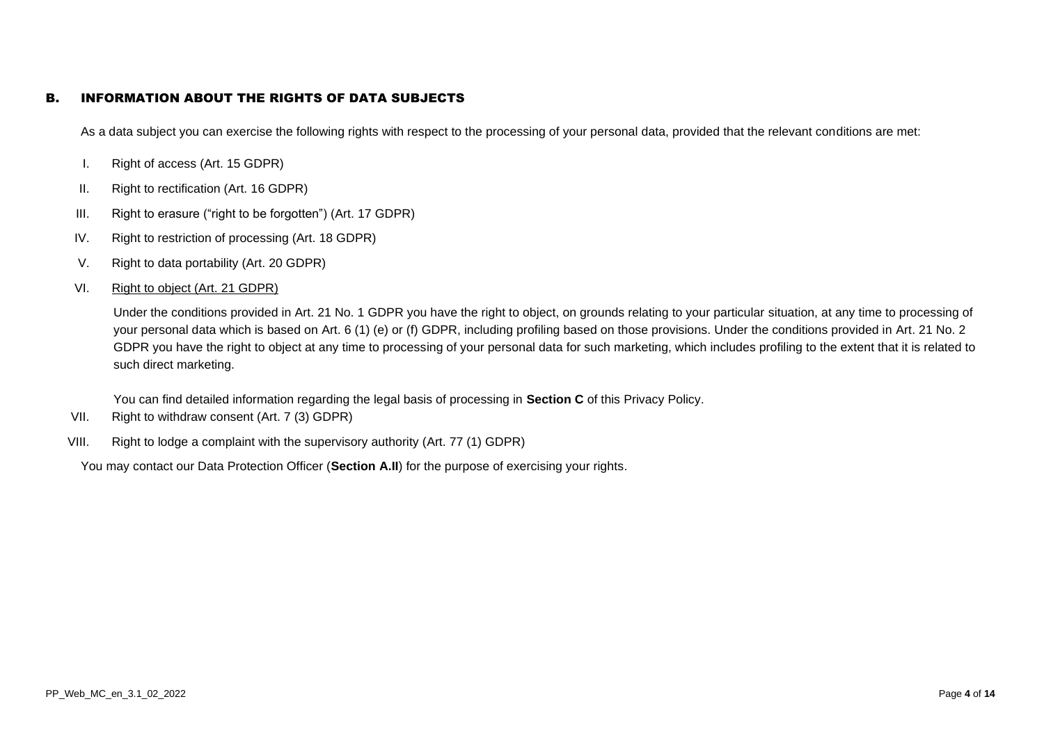## B. INFORMATION ABOUT THE RIGHTS OF DATA SUBJECTS

As a data subject you can exercise the following rights with respect to the processing of your personal data, provided that the relevant conditions are met:

I. Right of access (Art. 15 GDPR)

II. Right to rectification (Art. 16 GDPR)

III. Right to erasure ("right to be forgotten") (Art. 17 GDPR)

IV. Right to restriction of processing (Art. 18 GDPR)

V. Right to data portability (Art. 20 GDPR)

VI. Right to object (Art. 21 GDPR)

   Under the conditions provided in Art. 21 No. 1 GDPR you have the right to object, on grounds relating to your particular situation, at any time to processing of your personal data which is based on Art. 6 (1) (e) or (f) GDPR, including profiling based on those provisions. Under the conditions provided in Art. 21 No. 2 GDPR you have the right to object at any time to processing of your personal data for such marketing, which includes profiling to the extent that it is related to such direct marketing.

   You can find detailed information regarding the legal basis of processing in **Section C** of this Privacy Policy.

VII. Right to withdraw consent (Art. 7 (3) GDPR)

VIII. Right to lodge a complaint with the supervisory authority (Art. 77 (1) GDPR)

You may contact our Data Protection Officer (**Section A.II**) for the purpose of exercising your rights.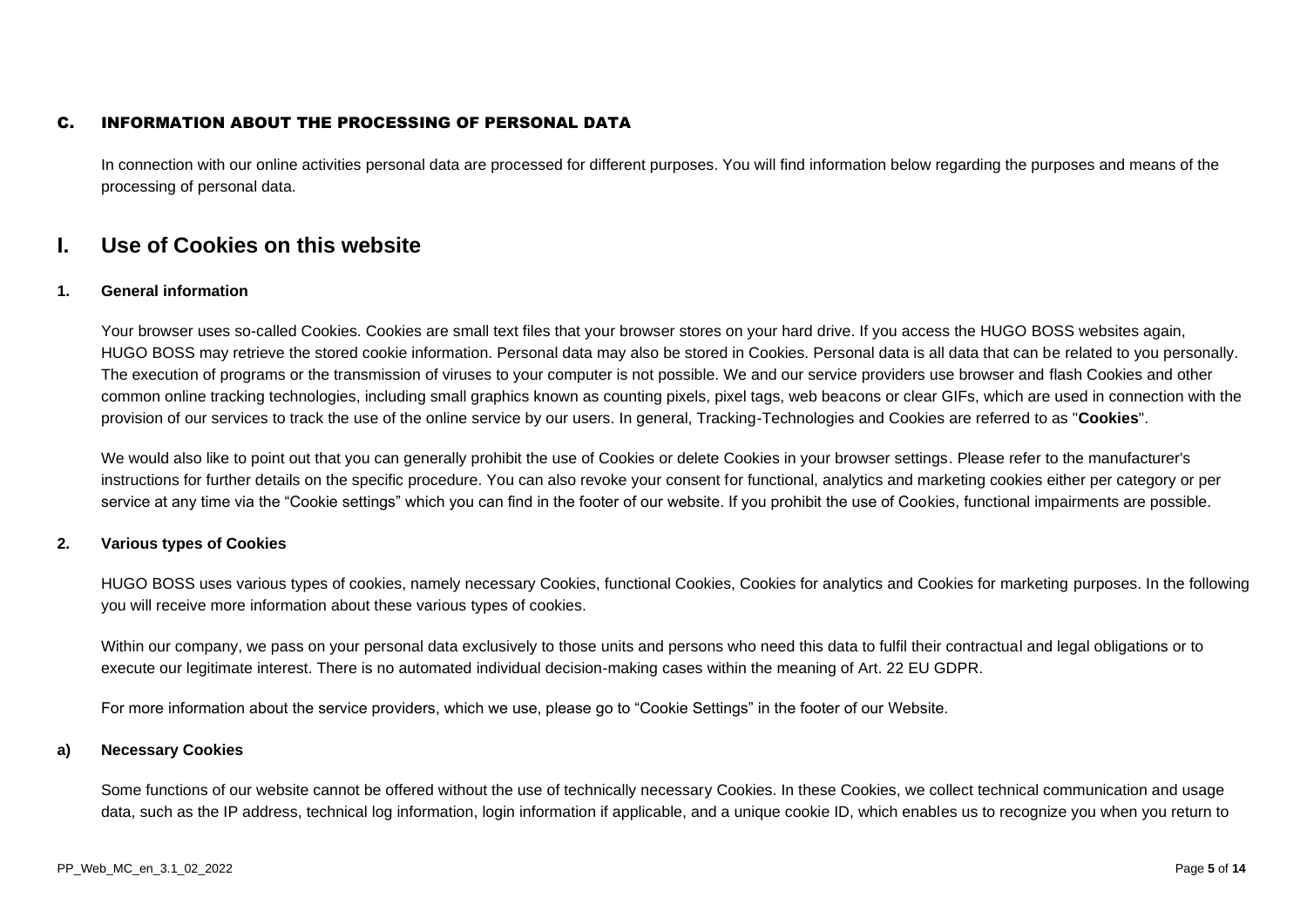## C. INFORMATION ABOUT THE PROCESSING OF PERSONAL DATA

In connection with our online activities personal data are processed for different purposes. You will find information below regarding the purposes and means of the processing of personal data.

# I. Use of Cookies on this website

### 1. General information

Your browser uses so-called Cookies. Cookies are small text files that your browser stores on your hard drive. If you access the HUGO BOSS websites again, HUGO BOSS may retrieve the stored cookie information. Personal data may also be stored in Cookies. Personal data is all data that can be related to you personally. The execution of programs or the transmission of viruses to your computer is not possible. We and our service providers use browser and flash Cookies and other common online tracking technologies, including small graphics known as counting pixels, pixel tags, web beacons or clear GIFs, which are used in connection with the provision of our services to track the use of the online service by our users. In general, Tracking-Technologies and Cookies are referred to as "**Cookies**".

We would also like to point out that you can generally prohibit the use of Cookies or delete Cookies in your browser settings. Please refer to the manufacturer's instructions for further details on the specific procedure. You can also revoke your consent for functional, analytics and marketing cookies either per category or per service at any time via the "Cookie settings" which you can find in the footer of our website. If you prohibit the use of Cookies, functional impairments are possible.

### 2. Various types of Cookies

HUGO BOSS uses various types of cookies, namely necessary Cookies, functional Cookies, Cookies for analytics and Cookies for marketing purposes. In the following you will receive more information about these various types of cookies.

Within our company, we pass on your personal data exclusively to those units and persons who need this data to fulfil their contractual and legal obligations or to execute our legitimate interest. There is no automated individual decision-making cases within the meaning of Art. 22 EU GDPR.

For more information about the service providers, which we use, please go to "Cookie Settings" in the footer of our Website.

#### a) Necessary Cookies

Some functions of our website cannot be offered without the use of technically necessary Cookies. In these Cookies, we collect technical communication and usage data, such as the IP address, technical log information, login information if applicable, and a unique cookie ID, which enables us to recognize you when you return to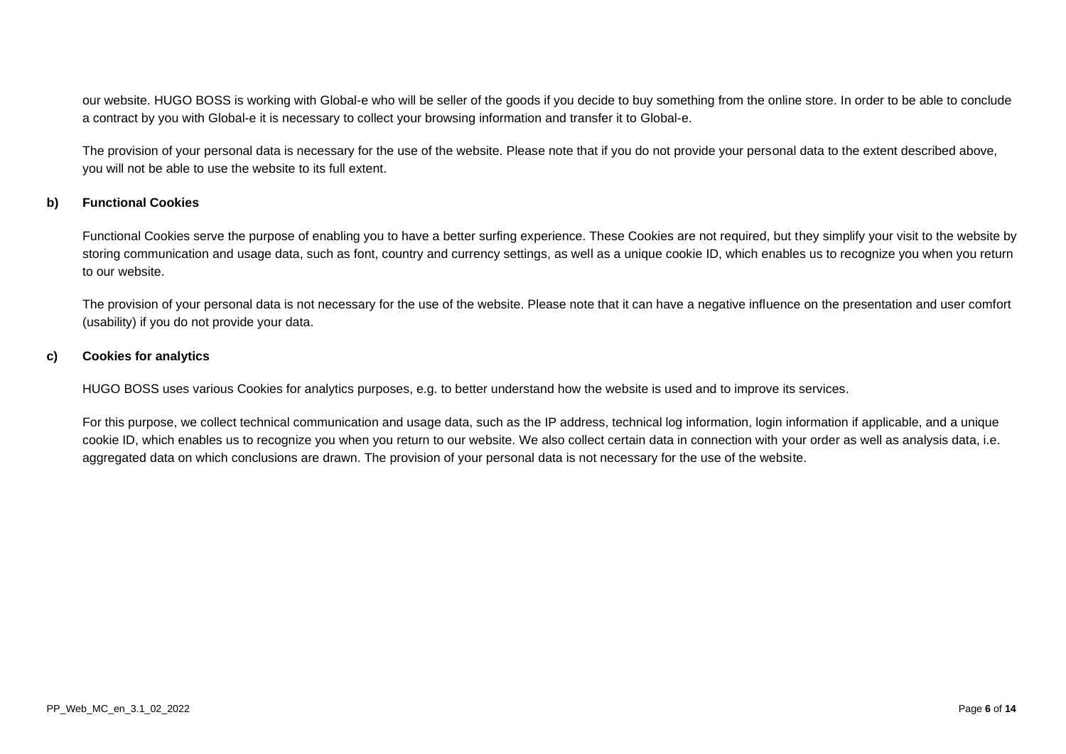our website. HUGO BOSS is working with Global-e who will be seller of the goods if you decide to buy something from the online store. In order to be able to conclude a contract by you with Global-e it is necessary to collect your browsing information and transfer it to Global-e.

The provision of your personal data is necessary for the use of the website. Please note that if you do not provide your personal data to the extent described above, you will not be able to use the website to its full extent.

**b) Functional Cookies**

Functional Cookies serve the purpose of enabling you to have a better surfing experience. These Cookies are not required, but they simplify your visit to the website by storing communication and usage data, such as font, country and currency settings, as well as a unique cookie ID, which enables us to recognize you when you return to our website.

The provision of your personal data is not necessary for the use of the website. Please note that it can have a negative influence on the presentation and user comfort (usability) if you do not provide your data.

**c) Cookies for analytics**

HUGO BOSS uses various Cookies for analytics purposes, e.g. to better understand how the website is used and to improve its services.

For this purpose, we collect technical communication and usage data, such as the IP address, technical log information, login information if applicable, and a unique cookie ID, which enables us to recognize you when you return to our website. We also collect certain data in connection with your order as well as analysis data, i.e. aggregated data on which conclusions are drawn. The provision of your personal data is not necessary for the use of the website.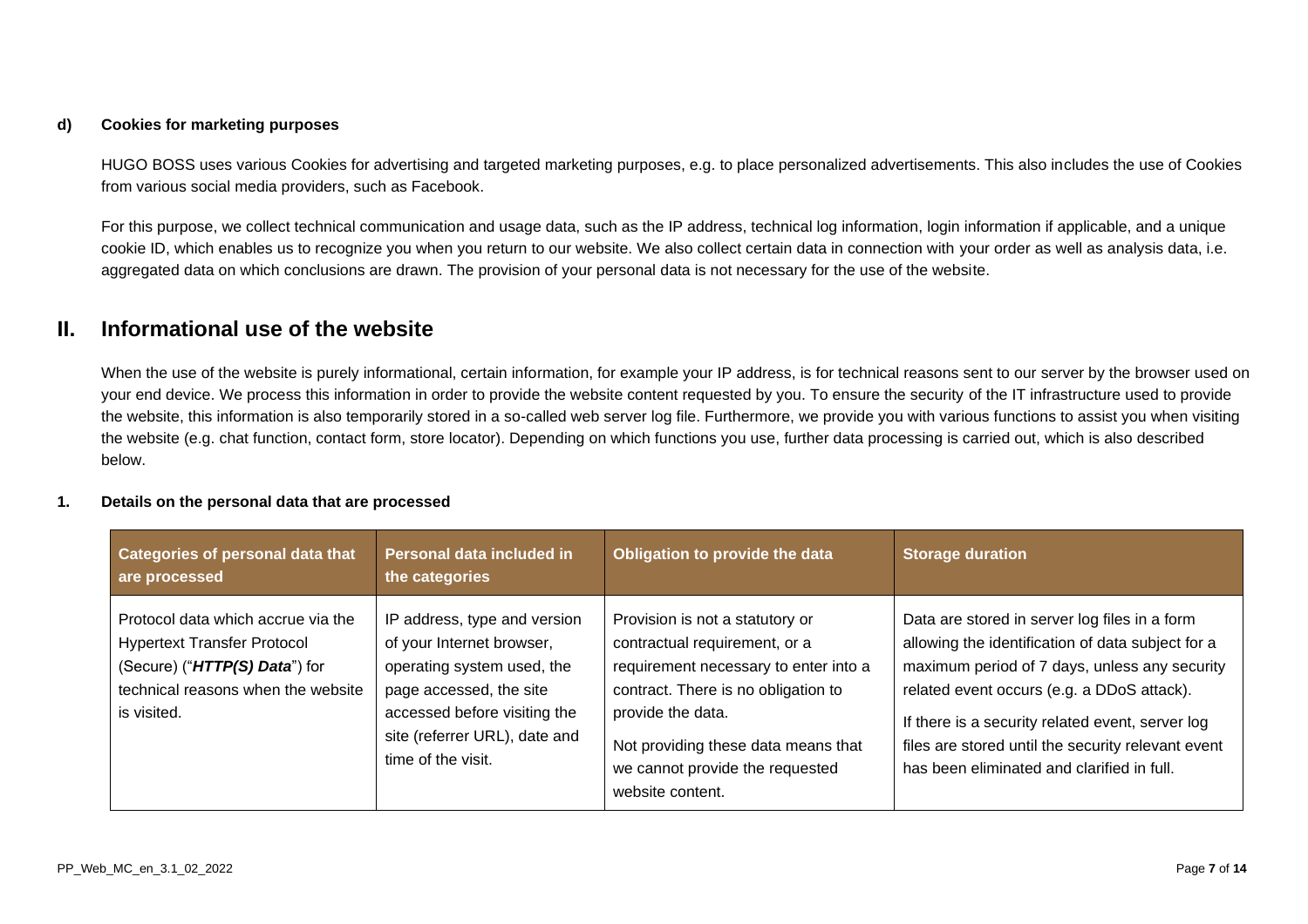#### d) Cookies for marketing purposes

HUGO BOSS uses various Cookies for advertising and targeted marketing purposes, e.g. to place personalized advertisements. This also includes the use of Cookies from various social media providers, such as Facebook.

For this purpose, we collect technical communication and usage data, such as the IP address, technical log information, login information if applicable, and a unique cookie ID, which enables us to recognize you when you return to our website. We also collect certain data in connection with your order as well as analysis data, i.e. aggregated data on which conclusions are drawn. The provision of your personal data is not necessary for the use of the website.

## II. Informational use of the website

When the use of the website is purely informational, certain information, for example your IP address, is for technical reasons sent to our server by the browser used on your end device. We process this information in order to provide the website content requested by you. To ensure the security of the IT infrastructure used to provide the website, this information is also temporarily stored in a so-called web server log file. Furthermore, we provide you with various functions to assist you when visiting the website (e.g. chat function, contact form, store locator). Depending on which functions you use, further data processing is carried out, which is also described below.

### 1. Details on the personal data that are processed

| Categories of personal data that are processed | Personal data included in the categories | Obligation to provide the data | Storage duration |
| --- | --- | --- | --- |
| Protocol data which accrue via the Hypertext Transfer Protocol (Secure) ("***HTTP(S) Data***") for technical reasons when the website is visited. | IP address, type and version of your Internet browser, operating system used, the page accessed, the site accessed before visiting the site (referrer URL), date and time of the visit. | Provision is not a statutory or contractual requirement, or a requirement necessary to enter into a contract. There is no obligation to provide the data.<br><br>Not providing these data means that we cannot provide the requested website content. | Data are stored in server log files in a form allowing the identification of data subject for a maximum period of 7 days, unless any security related event occurs (e.g. a DDoS attack).<br><br>If there is a security related event, server log files are stored until the security relevant event has been eliminated and clarified in full. |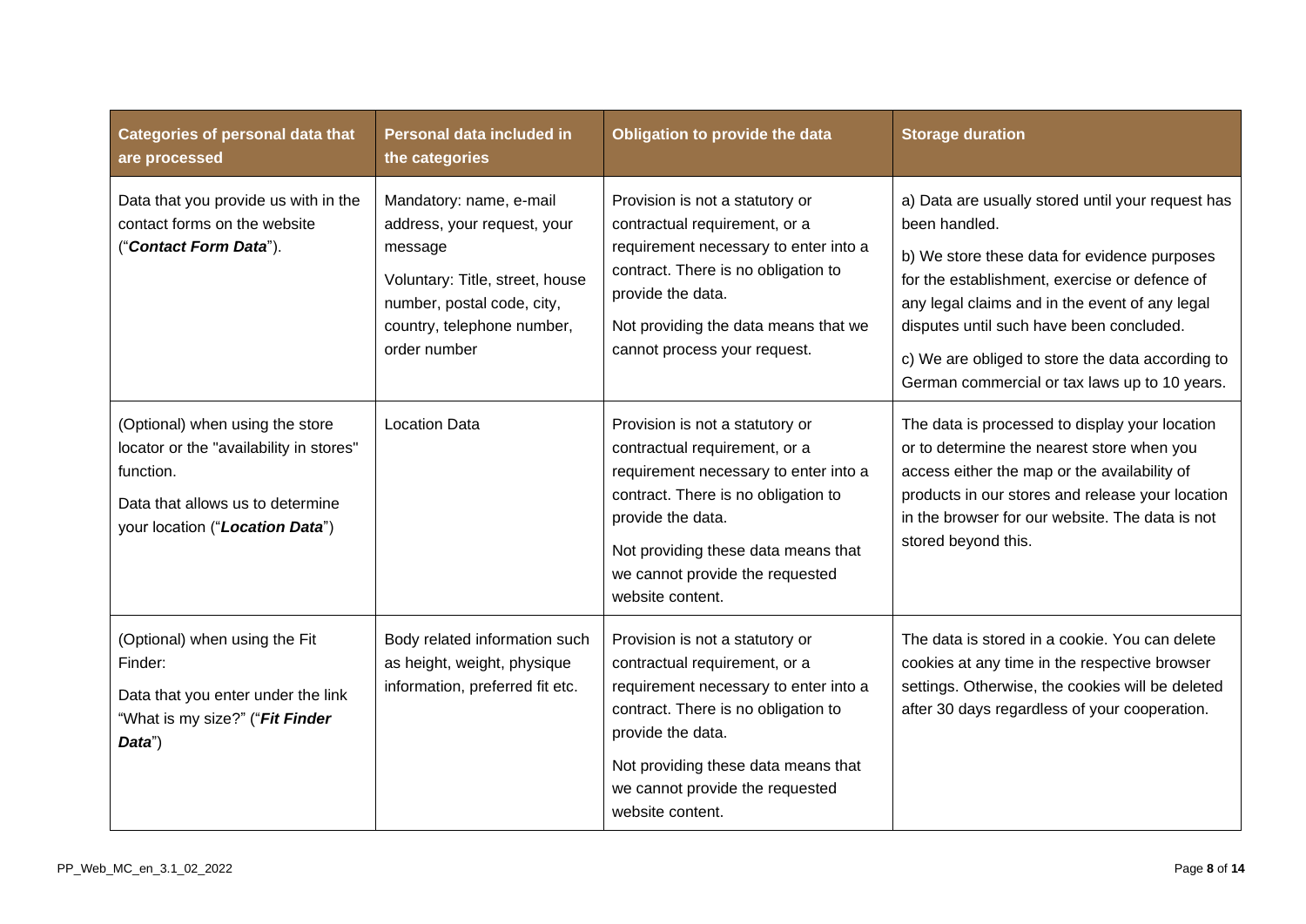| Categories of personal data that are processed | Personal data included in the categories | Obligation to provide the data | Storage duration |
|---|---|---|---|
| Data that you provide us with in the contact forms on the website ("***Contact Form Data***"). | Mandatory: name, e-mail address, your request, your message<br>Voluntary: Title, street, house number, postal code, city, country, telephone number, order number | Provision is not a statutory or contractual requirement, or a requirement necessary to enter into a contract. There is no obligation to provide the data.<br>Not providing the data means that we cannot process your request. | a) Data are usually stored until your request has been handled.<br>b) We store these data for evidence purposes for the establishment, exercise or defence of any legal claims and in the event of any legal disputes until such have been concluded.<br>c) We are obliged to store the data according to German commercial or tax laws up to 10 years. |
| (Optional) when using the store locator or the "availability in stores" function.<br>Data that allows us to determine your location ("***Location Data***") | Location Data | Provision is not a statutory or contractual requirement, or a requirement necessary to enter into a contract. There is no obligation to provide the data.<br>Not providing these data means that we cannot provide the requested website content. | The data is processed to display your location or to determine the nearest store when you access either the map or the availability of products in our stores and release your location in the browser for our website. The data is not stored beyond this. |
| (Optional) when using the Fit Finder:<br>Data that you enter under the link "What is my size?" ("***Fit Finder Data***") | Body related information such as height, weight, physique information, preferred fit etc. | Provision is not a statutory or contractual requirement, or a requirement necessary to enter into a contract. There is no obligation to provide the data.<br>Not providing these data means that we cannot provide the requested website content. | The data is stored in a cookie. You can delete cookies at any time in the respective browser settings. Otherwise, the cookies will be deleted after 30 days regardless of your cooperation. |

PP_Web_MC_en_3.1_02_2022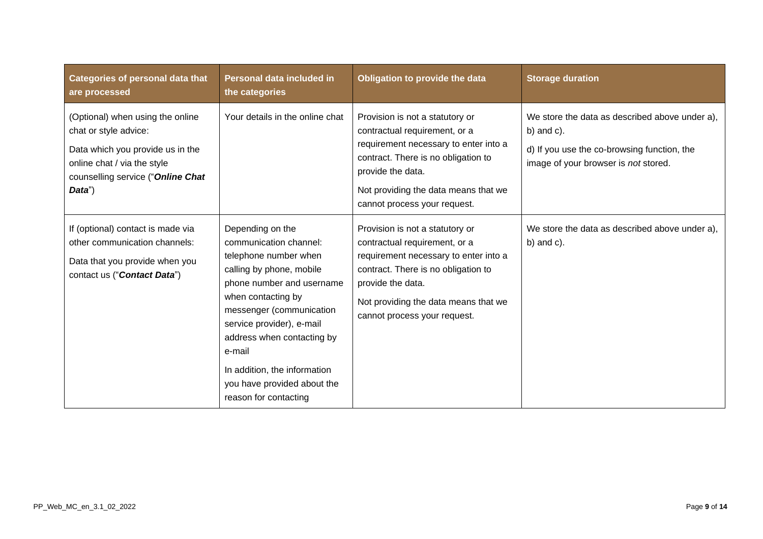| Categories of personal data that are processed | Personal data included in the categories | Obligation to provide the data | Storage duration |
|---|---|---|---|
| (Optional) when using the online chat or style advice:<br>Data which you provide us in the online chat / via the style counselling service ("***Online Chat Data***") | Your details in the online chat | Provision is not a statutory or contractual requirement, or a requirement necessary to enter into a contract. There is no obligation to provide the data.<br>Not providing the data means that we cannot process your request. | We store the data as described above under a), b) and c).<br>d) If you use the co-browsing function, the image of your browser is *not* stored. |
| If (optional) contact is made via other communication channels:<br>Data that you provide when you contact us ("***Contact Data***") | Depending on the communication channel: telephone number when calling by phone, mobile phone number and username when contacting by messenger (communication service provider), e-mail address when contacting by e-mail<br>In addition, the information you have provided about the reason for contacting | Provision is not a statutory or contractual requirement, or a requirement necessary to enter into a contract. There is no obligation to provide the data.<br>Not providing the data means that we cannot process your request. | We store the data as described above under a), b) and c). |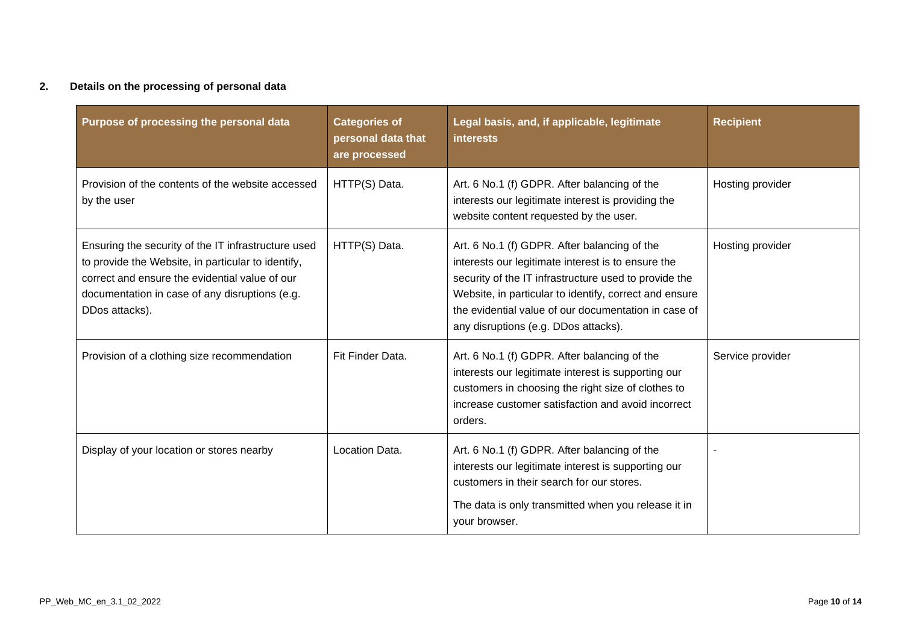## 2. Details on the processing of personal data

| Purpose of processing the personal data | Categories of personal data that are processed | Legal basis, and, if applicable, legitimate interests | Recipient |
|---|---|---|---|
| Provision of the contents of the website accessed by the user | HTTP(S) Data. | Art. 6 No.1 (f) GDPR. After balancing of the interests our legitimate interest is providing the website content requested by the user. | Hosting provider |
| Ensuring the security of the IT infrastructure used to provide the Website, in particular to identify, correct and ensure the evidential value of our documentation in case of any disruptions (e.g. DDos attacks). | HTTP(S) Data. | Art. 6 No.1 (f) GDPR. After balancing of the interests our legitimate interest is to ensure the security of the IT infrastructure used to provide the Website, in particular to identify, correct and ensure the evidential value of our documentation in case of any disruptions (e.g. DDos attacks). | Hosting provider |
| Provision of a clothing size recommendation | Fit Finder Data. | Art. 6 No.1 (f) GDPR. After balancing of the interests our legitimate interest is supporting our customers in choosing the right size of clothes to increase customer satisfaction and avoid incorrect orders. | Service provider |
| Display of your location or stores nearby | Location Data. | Art. 6 No.1 (f) GDPR. After balancing of the interests our legitimate interest is supporting our customers in their search for our stores. The data is only transmitted when you release it in your browser. | - |

PP_Web_MC_en_3.1_02_2022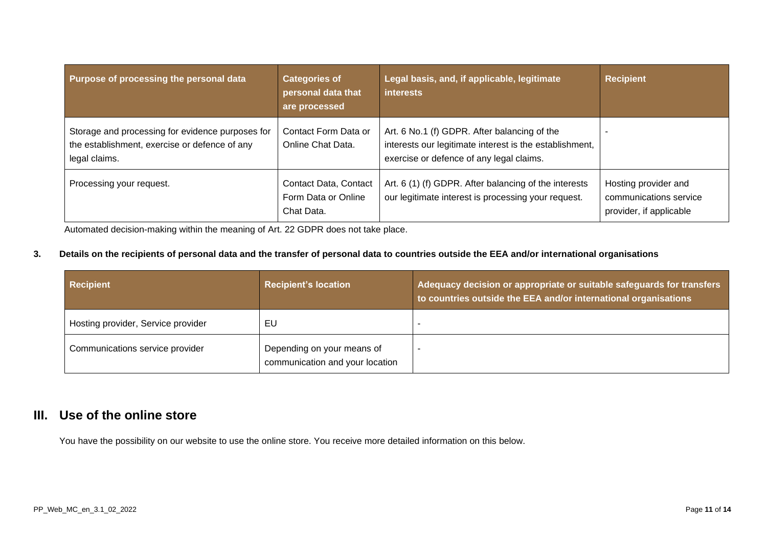| Purpose of processing the personal data | Categories of personal data that are processed | Legal basis, and, if applicable, legitimate interests | Recipient |
| --- | --- | --- | --- |
| Storage and processing for evidence purposes for the establishment, exercise or defence of any legal claims. | Contact Form Data or Online Chat Data. | Art. 6 No.1 (f) GDPR. After balancing of the interests our legitimate interest is the establishment, exercise or defence of any legal claims. | - |
| Processing your request. | Contact Data, Contact Form Data or Online Chat Data. | Art. 6 (1) (f) GDPR. After balancing of the interests our legitimate interest is processing your request. | Hosting provider and communications service provider, if applicable |

Automated decision-making within the meaning of Art. 22 GDPR does not take place.

### 3. Details on the recipients of personal data and the transfer of personal data to countries outside the EEA and/or international organisations

| Recipient | Recipient's location | Adequacy decision or appropriate or suitable safeguards for transfers to countries outside the EEA and/or international organisations |
| --- | --- | --- |
| Hosting provider, Service provider | EU | - |
| Communications service provider | Depending on your means of communication and your location | - |

## III. Use of the online store

You have the possibility on our website to use the online store. You receive more detailed information on this below.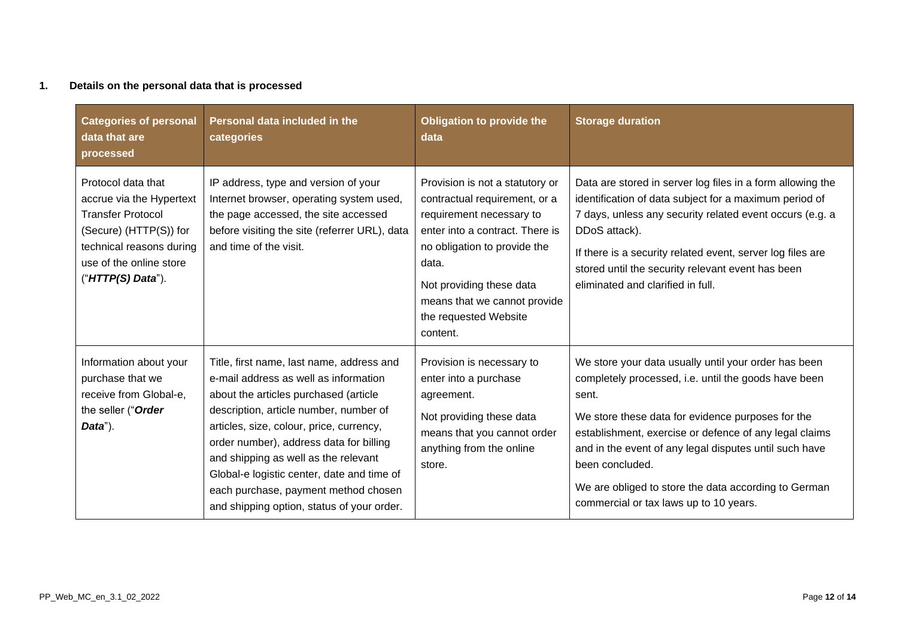## 1. Details on the personal data that is processed

| Categories of personal data that are processed | Personal data included in the categories | Obligation to provide the data | Storage duration |
| --- | --- | --- | --- |
| Protocol data that accrue via the Hypertext Transfer Protocol (Secure) (HTTP(S)) for technical reasons during use of the online store ("***HTTP(S) Data***"). | IP address, type and version of your Internet browser, operating system used, the page accessed, the site accessed before visiting the site (referrer URL), data and time of the visit. | Provision is not a statutory or contractual requirement, or a requirement necessary to enter into a contract. There is no obligation to provide the data.<br><br>Not providing these data means that we cannot provide the requested Website content. | Data are stored in server log files in a form allowing the identification of data subject for a maximum period of 7 days, unless any security related event occurs (e.g. a DDoS attack).<br><br>If there is a security related event, server log files are stored until the security relevant event has been eliminated and clarified in full. |
| Information about your purchase that we receive from Global-e, the seller ("***Order Data***"). | Title, first name, last name, address and e-mail address as well as information about the articles purchased (article description, article number, number of articles, size, colour, price, currency, order number), address data for billing and shipping as well as the relevant Global-e logistic center, date and time of each purchase, payment method chosen and shipping option, status of your order. | Provision is necessary to enter into a purchase agreement.<br><br>Not providing these data means that you cannot order anything from the online store. | We store your data usually until your order has been completely processed, i.e. until the goods have been sent.<br><br>We store these data for evidence purposes for the establishment, exercise or defence of any legal claims and in the event of any legal disputes until such have been concluded.<br><br>We are obliged to store the data according to German commercial or tax laws up to 10 years. |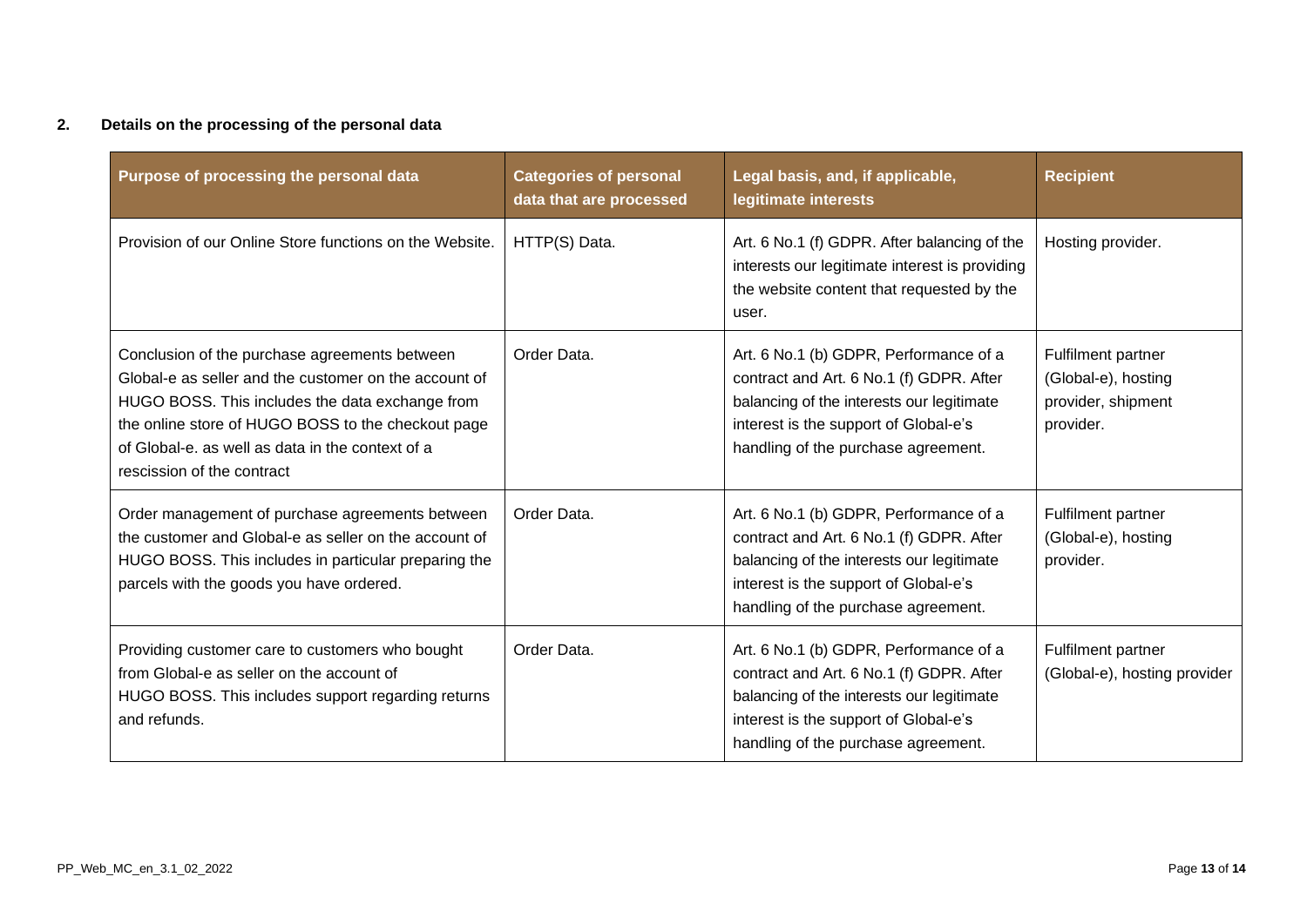## 2. Details on the processing of the personal data

| Purpose of processing the personal data | Categories of personal data that are processed | Legal basis, and, if applicable, legitimate interests | Recipient |
|---|---|---|---|
| Provision of our Online Store functions on the Website. | HTTP(S) Data. | Art. 6 No.1 (f) GDPR. After balancing of the interests our legitimate interest is providing the website content that requested by the user. | Hosting provider. |
| Conclusion of the purchase agreements between Global-e as seller and the customer on the account of HUGO BOSS. This includes the data exchange from the online store of HUGO BOSS to the checkout page of Global-e. as well as data in the context of a rescission of the contract | Order Data. | Art. 6 No.1 (b) GDPR, Performance of a contract and Art. 6 No.1 (f) GDPR. After balancing of the interests our legitimate interest is the support of Global-e's handling of the purchase agreement. | Fulfilment partner (Global-e), hosting provider, shipment provider. |
| Order management of purchase agreements between the customer and Global-e as seller on the account of HUGO BOSS. This includes in particular preparing the parcels with the goods you have ordered. | Order Data. | Art. 6 No.1 (b) GDPR, Performance of a contract and Art. 6 No.1 (f) GDPR. After balancing of the interests our legitimate interest is the support of Global-e's handling of the purchase agreement. | Fulfilment partner (Global-e), hosting provider. |
| Providing customer care to customers who bought from Global-e as seller on the account of HUGO BOSS. This includes support regarding returns and refunds. | Order Data. | Art. 6 No.1 (b) GDPR, Performance of a contract and Art. 6 No.1 (f) GDPR. After balancing of the interests our legitimate interest is the support of Global-e's handling of the purchase agreement. | Fulfilment partner (Global-e), hosting provider |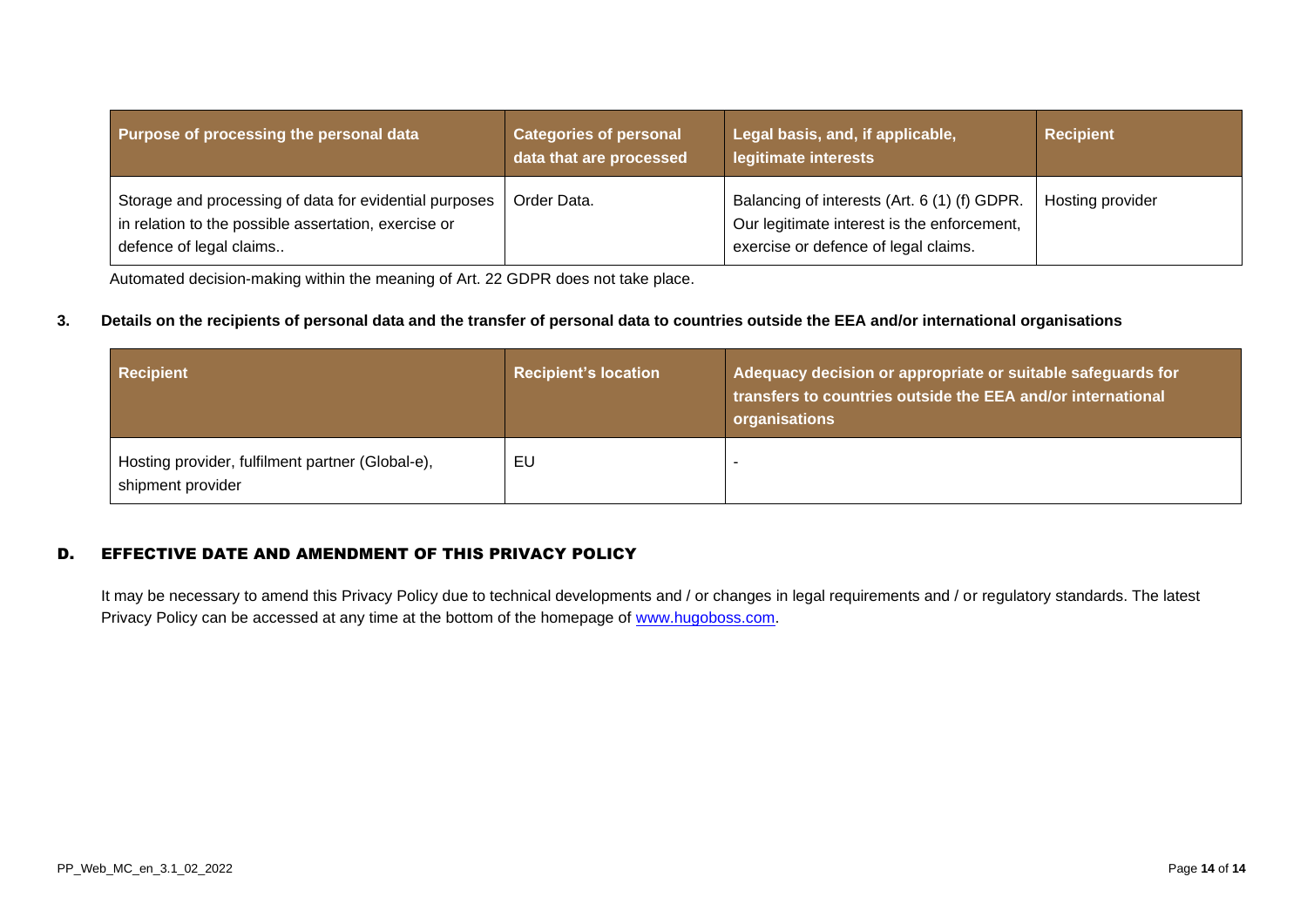| Purpose of processing the personal data | Categories of personal data that are processed | Legal basis, and, if applicable, legitimate interests | Recipient |
| --- | --- | --- | --- |
| Storage and processing of data for evidential purposes in relation to the possible assertion, exercise or defence of legal claims.. | Order Data. | Balancing of interests (Art. 6 (1) (f) GDPR. Our legitimate interest is the enforcement, exercise or defence of legal claims. | Hosting provider |

Automated decision-making within the meaning of Art. 22 GDPR does not take place.

### 3. Details on the recipients of personal data and the transfer of personal data to countries outside the EEA and/or international organisations

| Recipient | Recipient's location | Adequacy decision or appropriate or suitable safeguards for transfers to countries outside the EEA and/or international organisations |
| --- | --- | --- |
| Hosting provider, fulfilment partner (Global-e), shipment provider | EU | - |

## D. EFFECTIVE DATE AND AMENDMENT OF THIS PRIVACY POLICY

It may be necessary to amend this Privacy Policy due to technical developments and / or changes in legal requirements and / or regulatory standards. The latest Privacy Policy can be accessed at any time at the bottom of the homepage of www.hugoboss.com.